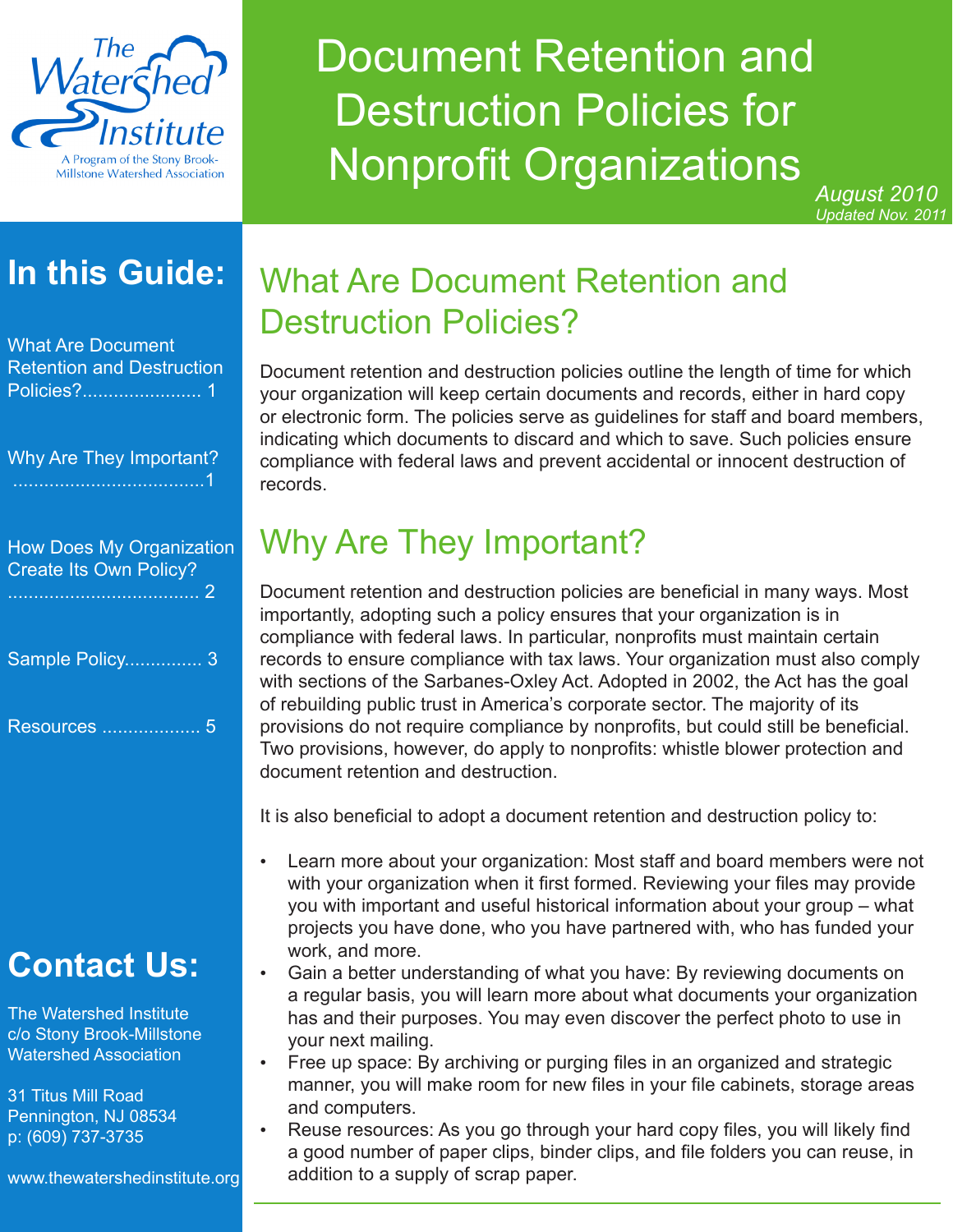The Watershed Institute
A Program of the Stony Brook-Millstone Watershed Association

# Document Retention and Destruction Policies for Nonprofit Organizations

*August 2010*
*Updated Nov. 2011*

## In this Guide:

What Are Document Retention and Destruction Policies?....................... 1

Why Are They Important? ......................................1

How Does My Organization Create Its Own Policy? ...................................... 2

Sample Policy............... 3

Resources ................... 5

## Contact Us:

The Watershed Institute
c/o Stony Brook-Millstone Watershed Association

31 Titus Mill Road
Pennington, NJ 08534
p: (609) 737-3735

www.thewatershedinstitute.org

## What Are Document Retention and Destruction Policies?

Document retention and destruction policies outline the length of time for which your organization will keep certain documents and records, either in hard copy or electronic form. The policies serve as guidelines for staff and board members, indicating which documents to discard and which to save. Such policies ensure compliance with federal laws and prevent accidental or innocent destruction of records.

## Why Are They Important?

Document retention and destruction policies are beneficial in many ways. Most importantly, adopting such a policy ensures that your organization is in compliance with federal laws. In particular, nonprofits must maintain certain records to ensure compliance with tax laws. Your organization must also comply with sections of the Sarbanes-Oxley Act. Adopted in 2002, the Act has the goal of rebuilding public trust in America's corporate sector. The majority of its provisions do not require compliance by nonprofits, but could still be beneficial. Two provisions, however, do apply to nonprofits: whistle blower protection and document retention and destruction.

It is also beneficial to adopt a document retention and destruction policy to:

- Learn more about your organization: Most staff and board members were not with your organization when it first formed. Reviewing your files may provide you with important and useful historical information about your group – what projects you have done, who you have partnered with, who has funded your work, and more.
- Gain a better understanding of what you have: By reviewing documents on a regular basis, you will learn more about what documents your organization has and their purposes. You may even discover the perfect photo to use in your next mailing.
- Free up space: By archiving or purging files in an organized and strategic manner, you will make room for new files in your file cabinets, storage areas and computers.
- Reuse resources: As you go through your hard copy files, you will likely find a good number of paper clips, binder clips, and file folders you can reuse, in addition to a supply of scrap paper.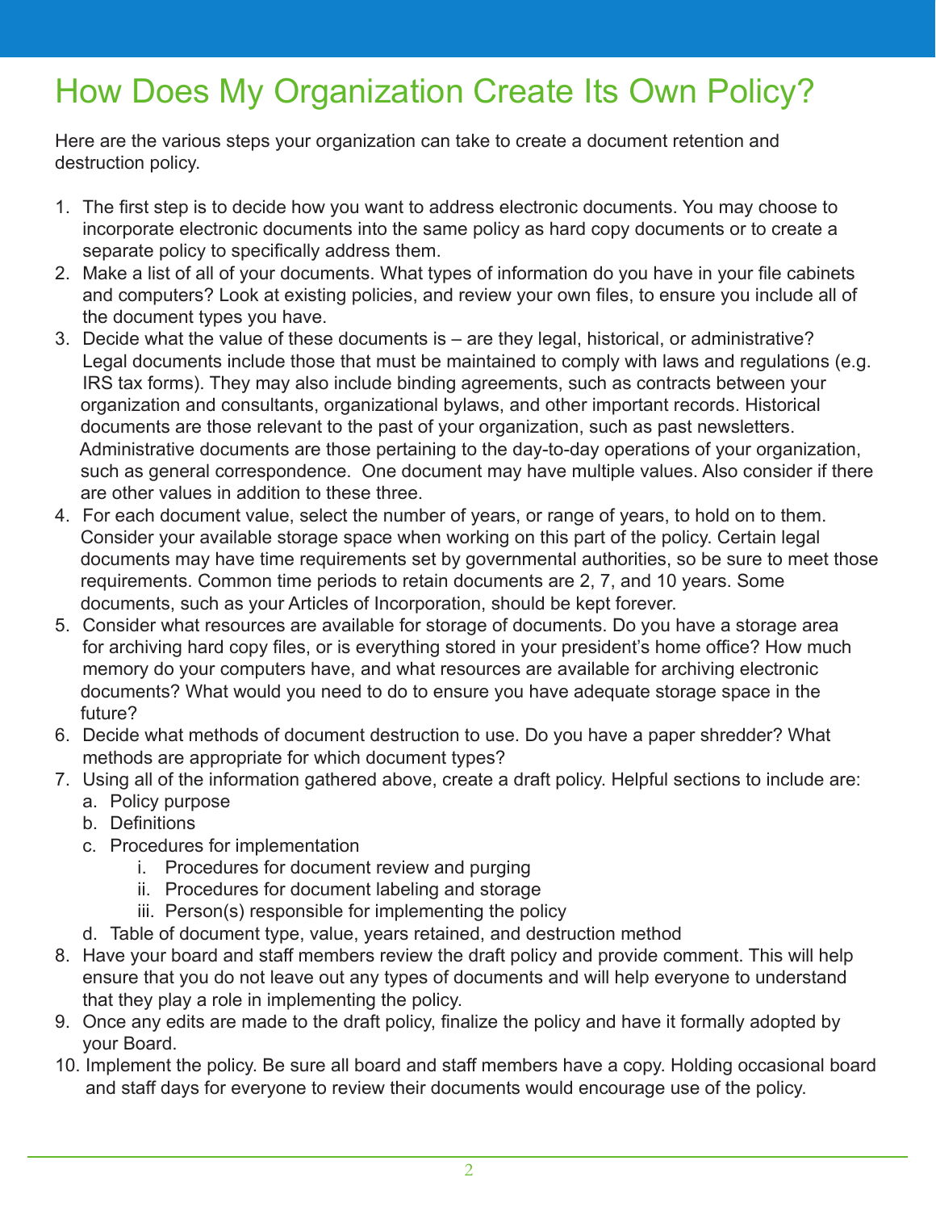# How Does My Organization Create Its Own Policy?

Here are the various steps your organization can take to create a document retention and destruction policy.

1. The first step is to decide how you want to address electronic documents. You may choose to incorporate electronic documents into the same policy as hard copy documents or to create a separate policy to specifically address them.
2. Make a list of all of your documents. What types of information do you have in your file cabinets and computers? Look at existing policies, and review your own files, to ensure you include all of the document types you have.
3. Decide what the value of these documents is – are they legal, historical, or administrative? Legal documents include those that must be maintained to comply with laws and regulations (e.g. IRS tax forms). They may also include binding agreements, such as contracts between your organization and consultants, organizational bylaws, and other important records. Historical documents are those relevant to the past of your organization, such as past newsletters. Administrative documents are those pertaining to the day-to-day operations of your organization, such as general correspondence. One document may have multiple values. Also consider if there are other values in addition to these three.
4. For each document value, select the number of years, or range of years, to hold on to them. Consider your available storage space when working on this part of the policy. Certain legal documents may have time requirements set by governmental authorities, so be sure to meet those requirements. Common time periods to retain documents are 2, 7, and 10 years. Some documents, such as your Articles of Incorporation, should be kept forever.
5. Consider what resources are available for storage of documents. Do you have a storage area for archiving hard copy files, or is everything stored in your president's home office? How much memory do your computers have, and what resources are available for archiving electronic documents? What would you need to do to ensure you have adequate storage space in the future?
6. Decide what methods of document destruction to use. Do you have a paper shredder? What methods are appropriate for which document types?
7. Using all of the information gathered above, create a draft policy. Helpful sections to include are:
   a. Policy purpose
   b. Definitions
   c. Procedures for implementation
      i. Procedures for document review and purging
      ii. Procedures for document labeling and storage
      iii. Person(s) responsible for implementing the policy
   d. Table of document type, value, years retained, and destruction method
8. Have your board and staff members review the draft policy and provide comment. This will help ensure that you do not leave out any types of documents and will help everyone to understand that they play a role in implementing the policy.
9. Once any edits are made to the draft policy, finalize the policy and have it formally adopted by your Board.
10. Implement the policy. Be sure all board and staff members have a copy. Holding occasional board and staff days for everyone to review their documents would encourage use of the policy.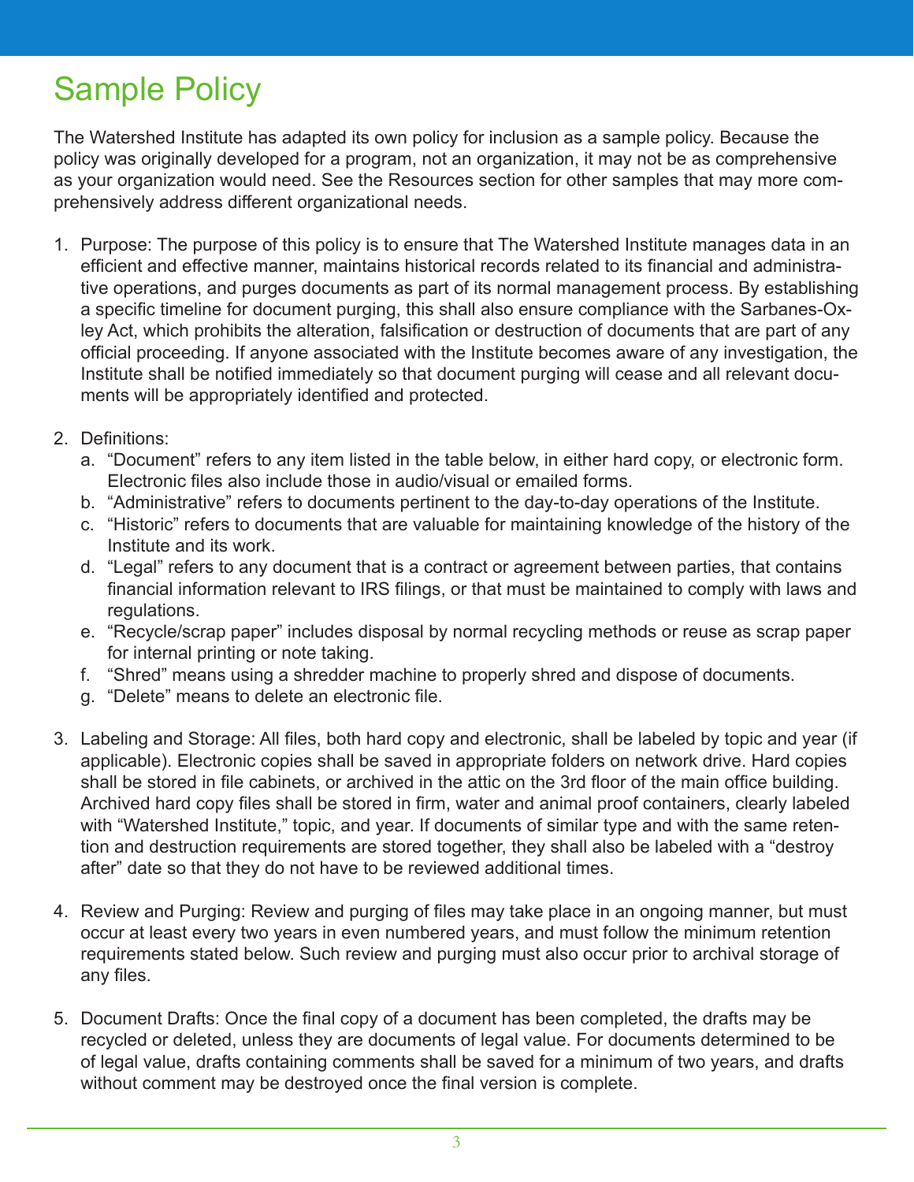# Sample Policy

The Watershed Institute has adapted its own policy for inclusion as a sample policy. Because the policy was originally developed for a program, not an organization, it may not be as comprehensive as your organization would need. See the Resources section for other samples that may more comprehensively address different organizational needs.

1. Purpose: The purpose of this policy is to ensure that The Watershed Institute manages data in an efficient and effective manner, maintains historical records related to its financial and administrative operations, and purges documents as part of its normal management process. By establishing a specific timeline for document purging, this shall also ensure compliance with the Sarbanes-Oxley Act, which prohibits the alteration, falsification or destruction of documents that are part of any official proceeding. If anyone associated with the Institute becomes aware of any investigation, the Institute shall be notified immediately so that document purging will cease and all relevant documents will be appropriately identified and protected.

2. Definitions:
   a. "Document" refers to any item listed in the table below, in either hard copy, or electronic form. Electronic files also include those in audio/visual or emailed forms.
   b. "Administrative" refers to documents pertinent to the day-to-day operations of the Institute.
   c. "Historic" refers to documents that are valuable for maintaining knowledge of the history of the Institute and its work.
   d. "Legal" refers to any document that is a contract or agreement between parties, that contains financial information relevant to IRS filings, or that must be maintained to comply with laws and regulations.
   e. "Recycle/scrap paper" includes disposal by normal recycling methods or reuse as scrap paper for internal printing or note taking.
   f. "Shred" means using a shredder machine to properly shred and dispose of documents.
   g. "Delete" means to delete an electronic file.

3. Labeling and Storage: All files, both hard copy and electronic, shall be labeled by topic and year (if applicable). Electronic copies shall be saved in appropriate folders on network drive. Hard copies shall be stored in file cabinets, or archived in the attic on the 3rd floor of the main office building. Archived hard copy files shall be stored in firm, water and animal proof containers, clearly labeled with "Watershed Institute," topic, and year. If documents of similar type and with the same retention and destruction requirements are stored together, they shall also be labeled with a "destroy after" date so that they do not have to be reviewed additional times.

4. Review and Purging: Review and purging of files may take place in an ongoing manner, but must occur at least every two years in even numbered years, and must follow the minimum retention requirements stated below. Such review and purging must also occur prior to archival storage of any files.

5. Document Drafts: Once the final copy of a document has been completed, the drafts may be recycled or deleted, unless they are documents of legal value. For documents determined to be of legal value, drafts containing comments shall be saved for a minimum of two years, and drafts without comment may be destroyed once the final version is complete.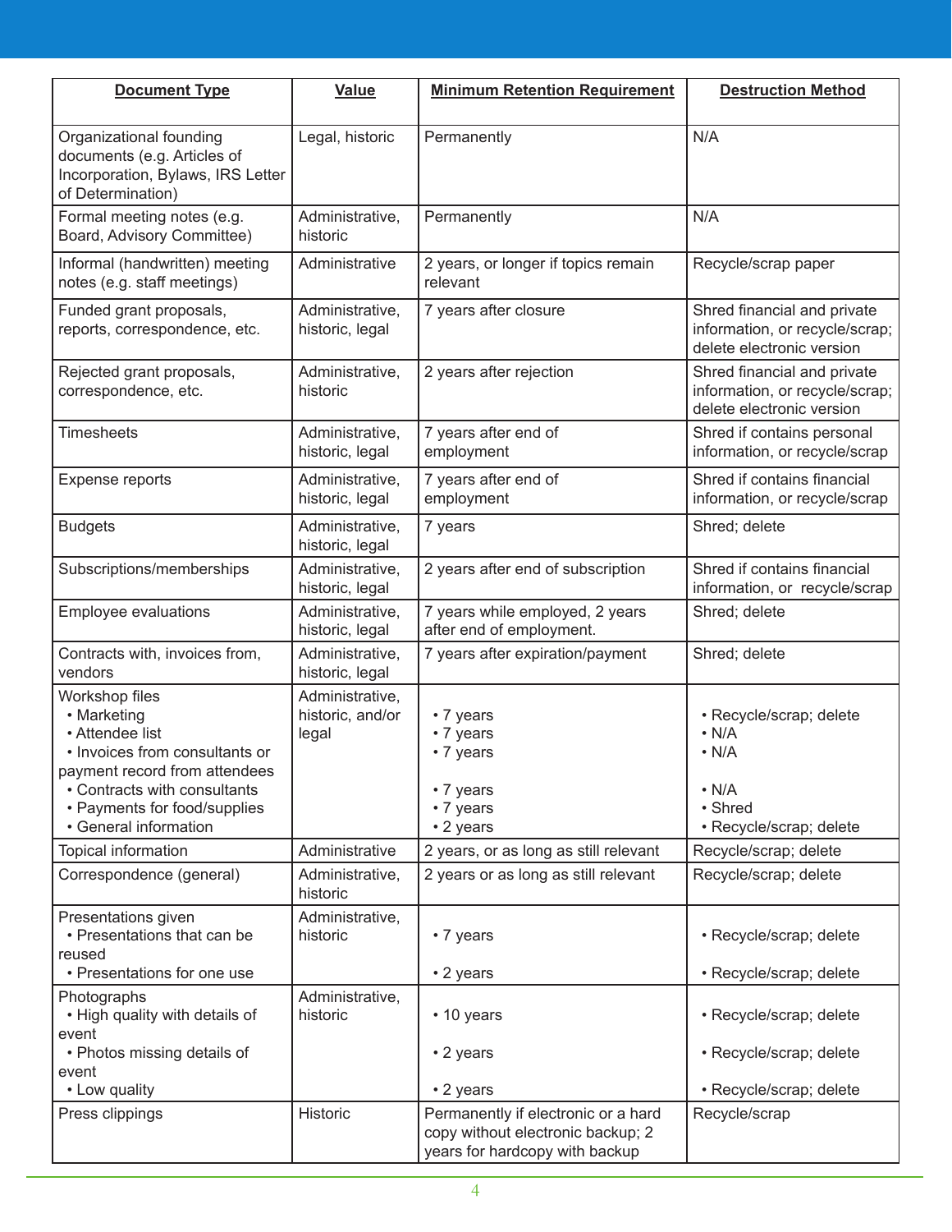| **Document Type** | **Value** | **Minimum Retention Requirement** | **Destruction Method** |
|---|---|---|---|
| Organizational founding documents (e.g. Articles of Incorporation, Bylaws, IRS Letter of Determination) | Legal, historic | Permanently | N/A |
| Formal meeting notes (e.g. Board, Advisory Committee) | Administrative, historic | Permanently | N/A |
| Informal (handwritten) meeting notes (e.g. staff meetings) | Administrative | 2 years, or longer if topics remain relevant | Recycle/scrap paper |
| Funded grant proposals, reports, correspondence, etc. | Administrative, historic, legal | 7 years after closure | Shred financial and private information, or recycle/scrap; delete electronic version |
| Rejected grant proposals, correspondence, etc. | Administrative, historic | 2 years after rejection | Shred financial and private information, or recycle/scrap; delete electronic version |
| Timesheets | Administrative, historic, legal | 7 years after end of employment | Shred if contains personal information, or recycle/scrap |
| Expense reports | Administrative, historic, legal | 7 years after end of employment | Shred if contains financial information, or recycle/scrap |
| Budgets | Administrative, historic, legal | 7 years | Shred; delete |
| Subscriptions/memberships | Administrative, historic, legal | 2 years after end of subscription | Shred if contains financial information, or recycle/scrap |
| Employee evaluations | Administrative, historic, legal | 7 years while employed, 2 years after end of employment. | Shred; delete |
| Contracts with, invoices from, vendors | Administrative, historic, legal | 7 years after expiration/payment | Shred; delete |
| Workshop files<br>• Marketing<br>• Attendee list<br>• Invoices from consultants or payment record from attendees<br>• Contracts with consultants<br>• Payments for food/supplies<br>• General information | Administrative, historic, and/or legal | <br>• 7 years<br>• 7 years<br>• 7 years<br><br>• 7 years<br>• 7 years<br>• 2 years | <br>• Recycle/scrap; delete<br>• N/A<br>• N/A<br><br>• N/A<br>• Shred<br>• Recycle/scrap; delete |
| Topical information | Administrative | 2 years, or as long as still relevant | Recycle/scrap; delete |
| Correspondence (general) | Administrative, historic | 2 years or as long as still relevant | Recycle/scrap; delete |
| Presentations given<br>• Presentations that can be reused<br>• Presentations for one use | Administrative, historic | <br>• 7 years<br><br>• 2 years | <br>• Recycle/scrap; delete<br><br>• Recycle/scrap; delete |
| Photographs<br>• High quality with details of event<br>• Photos missing details of event<br>• Low quality | Administrative, historic | <br>• 10 years<br><br>• 2 years<br><br>• 2 years | <br>• Recycle/scrap; delete<br><br>• Recycle/scrap; delete<br><br>• Recycle/scrap; delete |
| Press clippings | Historic | Permanently if electronic or a hard copy without electronic backup; 2 years for hardcopy with backup | Recycle/scrap |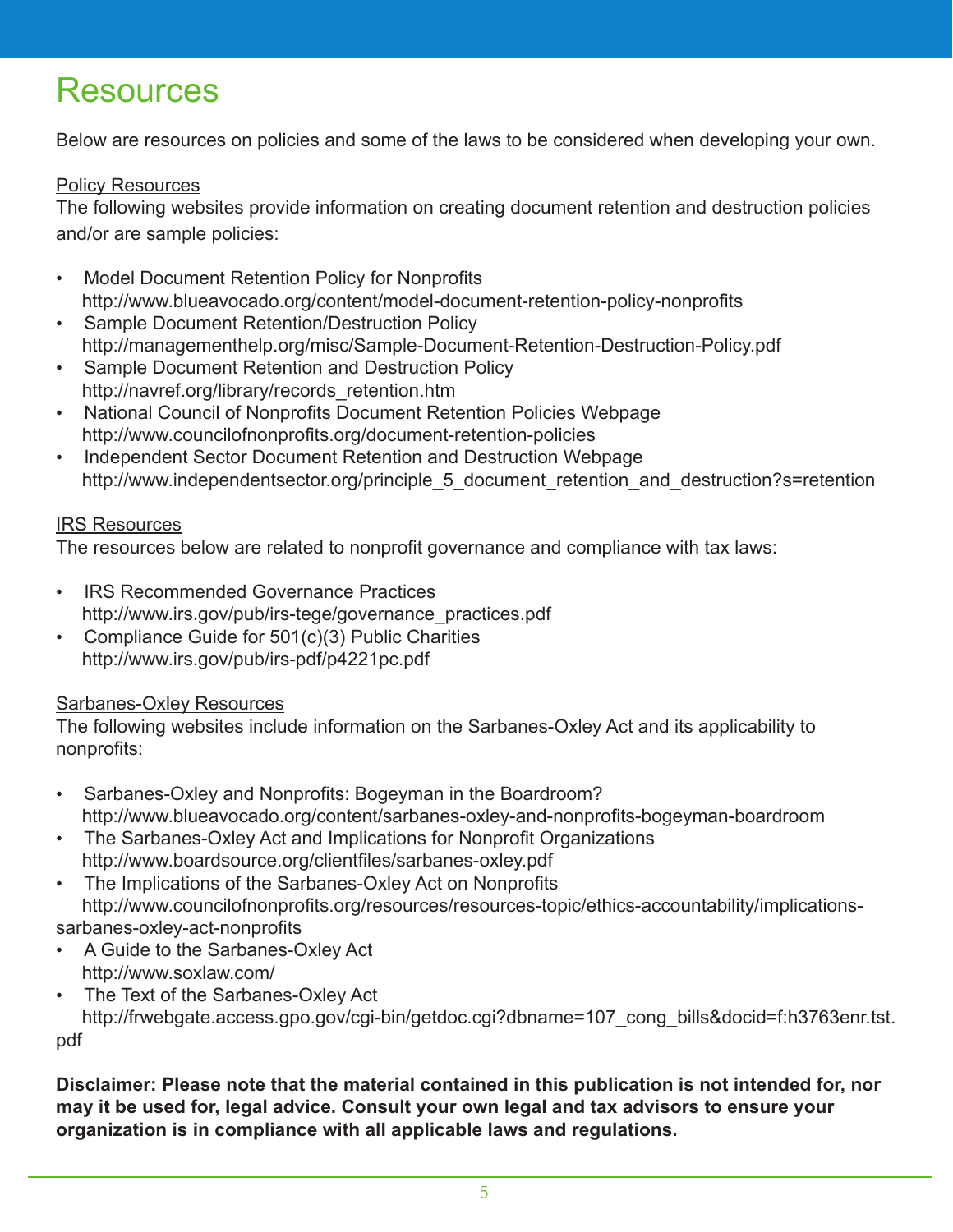# Resources

Below are resources on policies and some of the laws to be considered when developing your own.

Policy Resources

The following websites provide information on creating document retention and destruction policies and/or are sample policies:

- Model Document Retention Policy for Nonprofits
  http://www.blueavocado.org/content/model-document-retention-policy-nonprofits
- Sample Document Retention/Destruction Policy
  http://managementhelp.org/misc/Sample-Document-Retention-Destruction-Policy.pdf
- Sample Document Retention and Destruction Policy
  http://navref.org/library/records_retention.htm
- National Council of Nonprofits Document Retention Policies Webpage
  http://www.councilofnonprofits.org/document-retention-policies
- Independent Sector Document Retention and Destruction Webpage
  http://www.independentsector.org/principle_5_document_retention_and_destruction?s=retention

IRS Resources

The resources below are related to nonprofit governance and compliance with tax laws:

- IRS Recommended Governance Practices
  http://www.irs.gov/pub/irs-tege/governance_practices.pdf
- Compliance Guide for 501(c)(3) Public Charities
  http://www.irs.gov/pub/irs-pdf/p4221pc.pdf

Sarbanes-Oxley Resources

The following websites include information on the Sarbanes-Oxley Act and its applicability to nonprofits:

- Sarbanes-Oxley and Nonprofits: Bogeyman in the Boardroom?
  http://www.blueavocado.org/content/sarbanes-oxley-and-nonprofits-bogeyman-boardroom
- The Sarbanes-Oxley Act and Implications for Nonprofit Organizations
  http://www.boardsource.org/clientfiles/sarbanes-oxley.pdf
- The Implications of the Sarbanes-Oxley Act on Nonprofits
  http://www.councilofnonprofits.org/resources/resources-topic/ethics-accountability/implications-sarbanes-oxley-act-nonprofits
- A Guide to the Sarbanes-Oxley Act
  http://www.soxlaw.com/
- The Text of the Sarbanes-Oxley Act
  http://frwebgate.access.gpo.gov/cgi-bin/getdoc.cgi?dbname=107_cong_bills&docid=f:h3763enr.tst.pdf

**Disclaimer: Please note that the material contained in this publication is not intended for, nor may it be used for, legal advice. Consult your own legal and tax advisors to ensure your organization is in compliance with all applicable laws and regulations.**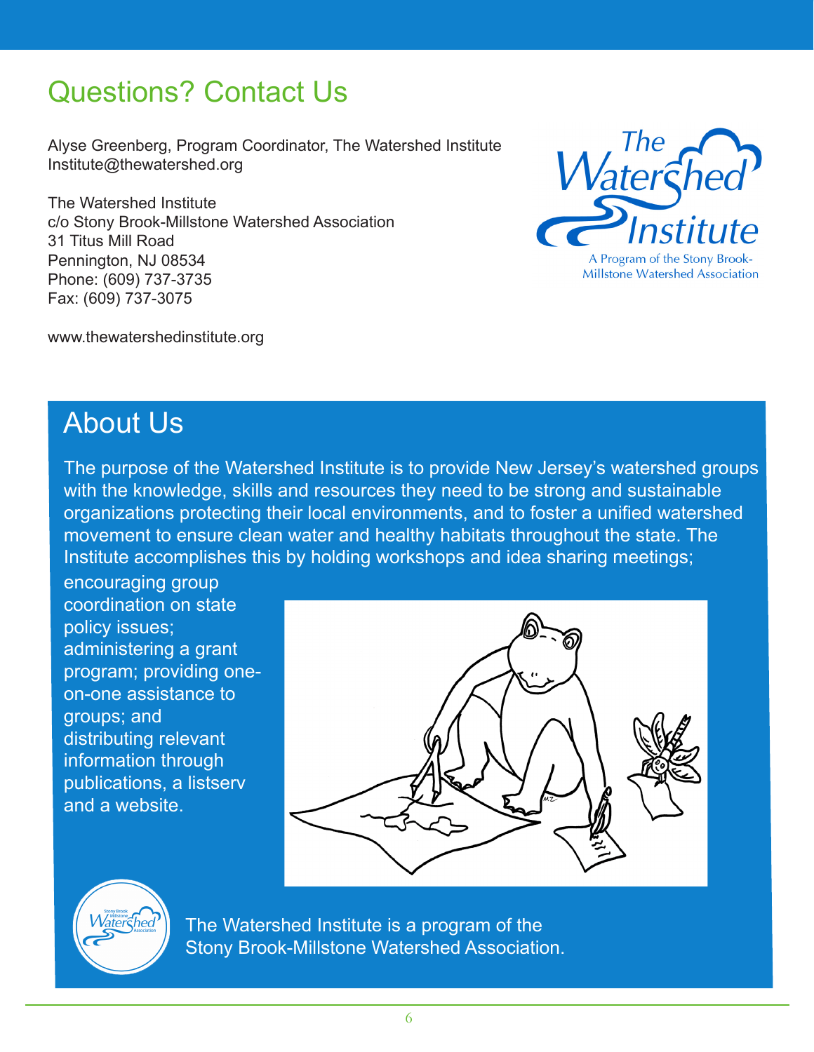# Questions? Contact Us

Alyse Greenberg, Program Coordinator, The Watershed Institute
Institute@thewatershed.org

The Watershed Institute
c/o Stony Brook-Millstone Watershed Association
31 Titus Mill Road
Pennington, NJ 08534
Phone: (609) 737-3735
Fax: (609) 737-3075

www.thewatershedinstitute.org

The Watershed Institute
A Program of the Stony Brook-Millstone Watershed Association

## About Us

The purpose of the Watershed Institute is to provide New Jersey's watershed groups with the knowledge, skills and resources they need to be strong and sustainable organizations protecting their local environments, and to foster a unified watershed movement to ensure clean water and healthy habitats throughout the state. The Institute accomplishes this by holding workshops and idea sharing meetings; encouraging group coordination on state policy issues; administering a grant program; providing one-on-one assistance to groups; and distributing relevant information through publications, a listserv and a website.

The Watershed Institute is a program of the Stony Brook-Millstone Watershed Association.